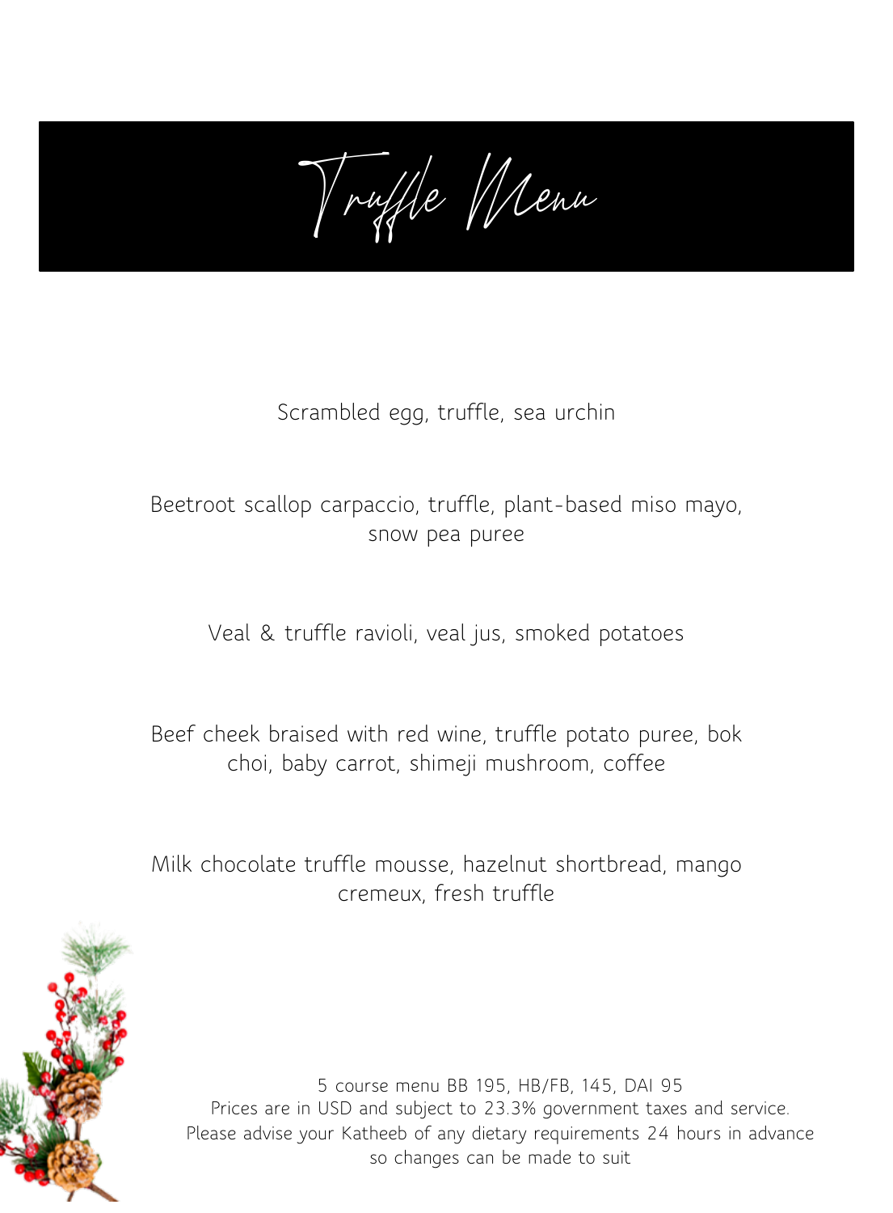# Truffle Menu

Scrambled egg, truffle, sea urchin

Beetroot scallop carpaccio, truffle, plant-based miso mayo, snow pea puree

Veal & truffle ravioli, veal jus, smoked potatoes

Beef cheek braised with red wine, truffle potato puree, bok choi, baby carrot, shimeji mushroom, coffee

Milk chocolate truffle mousse, hazelnut shortbread, mango cremeux, fresh truffle

5 course menu BB 195, HB/FB, 145, DAI 95
Prices are in USD and subject to 23.3% government taxes and service.
Please advise your Katheeb of any dietary requirements 24 hours in advance so changes can be made to suit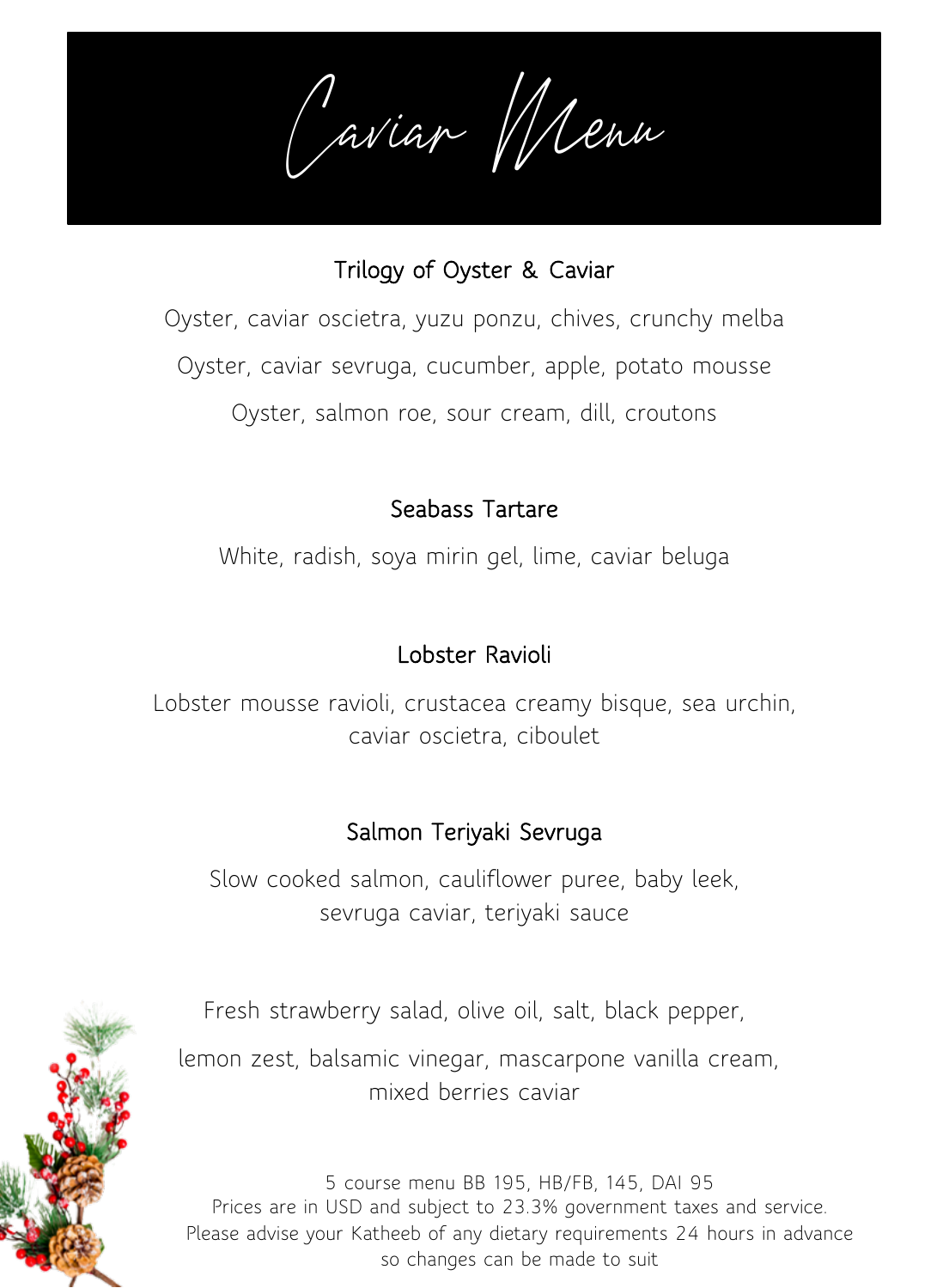# Caviar Menu

### Trilogy of Oyster & Caviar

Oyster, caviar oscietra, yuzu ponzu, chives, crunchy melba

Oyster, caviar sevruga, cucumber, apple, potato mousse

Oyster, salmon roe, sour cream, dill, croutons

### Seabass Tartare

White, radish, soya mirin gel, lime, caviar beluga

### Lobster Ravioli

Lobster mousse ravioli, crustacea creamy bisque, sea urchin, caviar oscietra, ciboulet

### Salmon Teriyaki Sevruga

Slow cooked salmon, cauliflower puree, baby leek, sevruga caviar, teriyaki sauce

Fresh strawberry salad, olive oil, salt, black pepper,

lemon zest, balsamic vinegar, mascarpone vanilla cream, mixed berries caviar

5 course menu BB 195, HB/FB, 145, DAI 95
Prices are in USD and subject to 23.3% government taxes and service.
Please advise your Katheeb of any dietary requirements 24 hours in advance so changes can be made to suit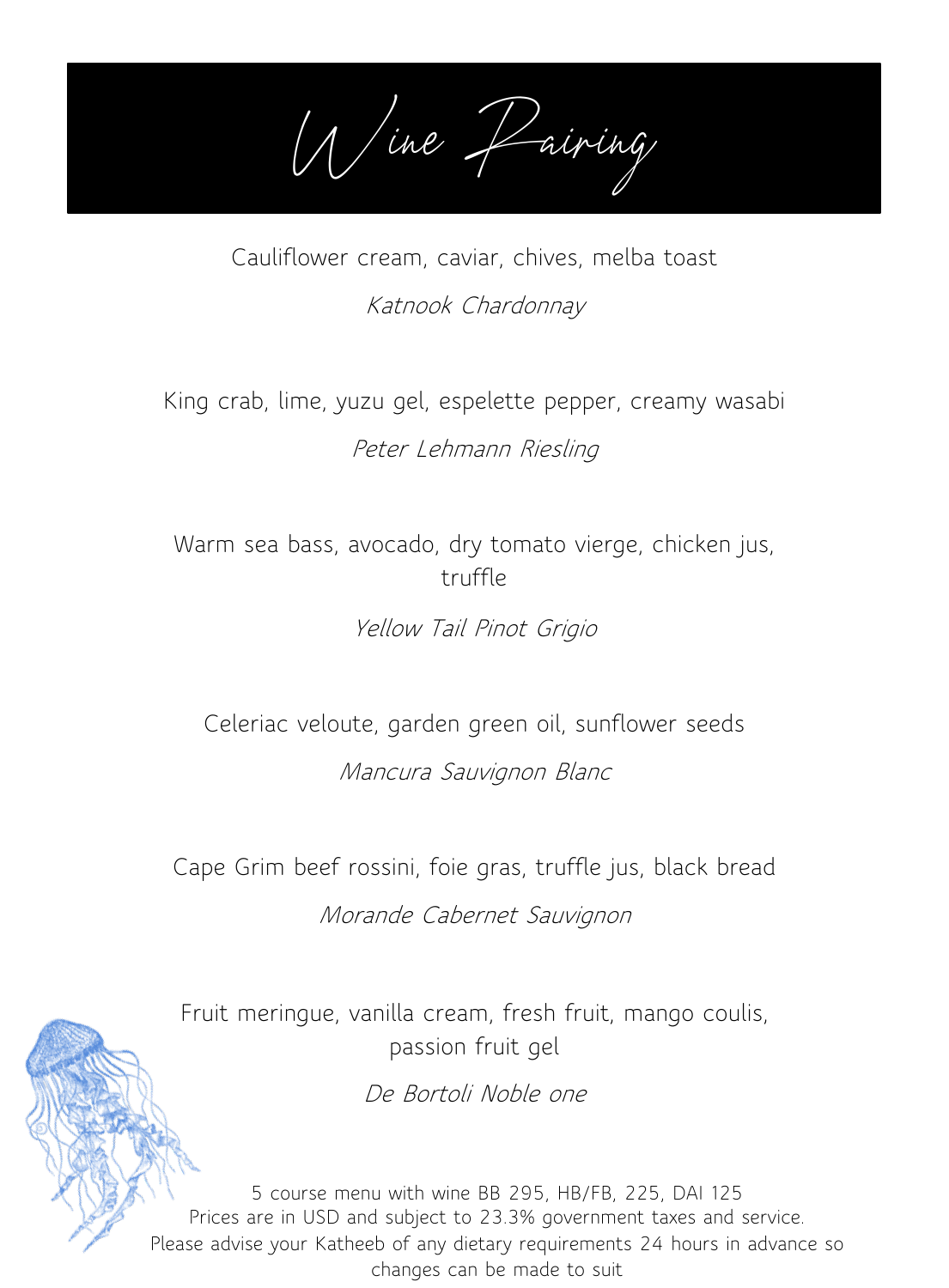# Wine Pairing

Cauliflower cream, caviar, chives, melba toast

*Katnook Chardonnay*

King crab, lime, yuzu gel, espelette pepper, creamy wasabi

*Peter Lehmann Riesling*

Warm sea bass, avocado, dry tomato vierge, chicken jus, truffle

*Yellow Tail Pinot Grigio*

Celeriac veloute, garden green oil, sunflower seeds

*Mancura Sauvignon Blanc*

Cape Grim beef rossini, foie gras, truffle jus, black bread

*Morande Cabernet Sauvignon*

Fruit meringue, vanilla cream, fresh fruit, mango coulis, passion fruit gel

*De Bortoli Noble one*

5 course menu with wine BB 295, HB/FB, 225, DAI 125
Prices are in USD and subject to 23.3% government taxes and service.
Please advise your Katheeb of any dietary requirements 24 hours in advance so changes can be made to suit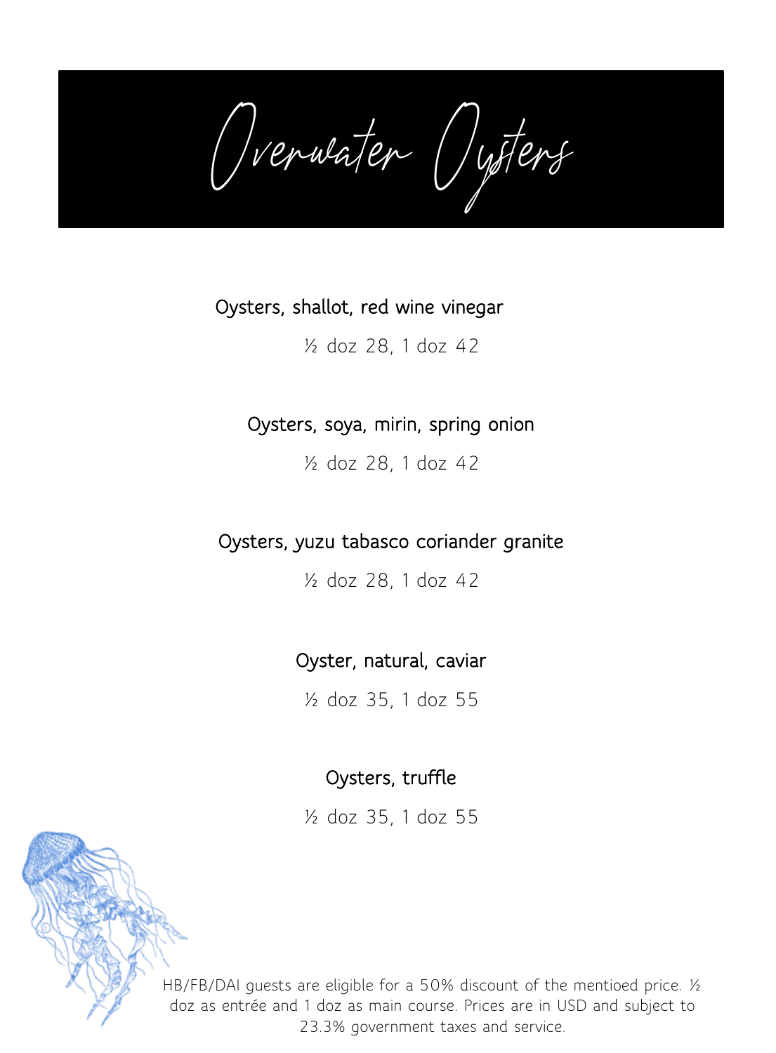# Overwater Oysters

Oysters, shallot, red wine vinegar

½ doz 28, 1 doz 42

Oysters, soya, mirin, spring onion

½ doz 28, 1 doz 42

Oysters, yuzu tabasco coriander granite

½ doz 28, 1 doz 42

Oyster, natural, caviar

½ doz 35, 1 doz 55

Oysters, truffle

½ doz 35, 1 doz 55

HB/FB/DAI guests are eligible for a 50% discount of the mentioed price. ½ doz as entrée and 1 doz as main course. Prices are in USD and subject to 23.3% government taxes and service.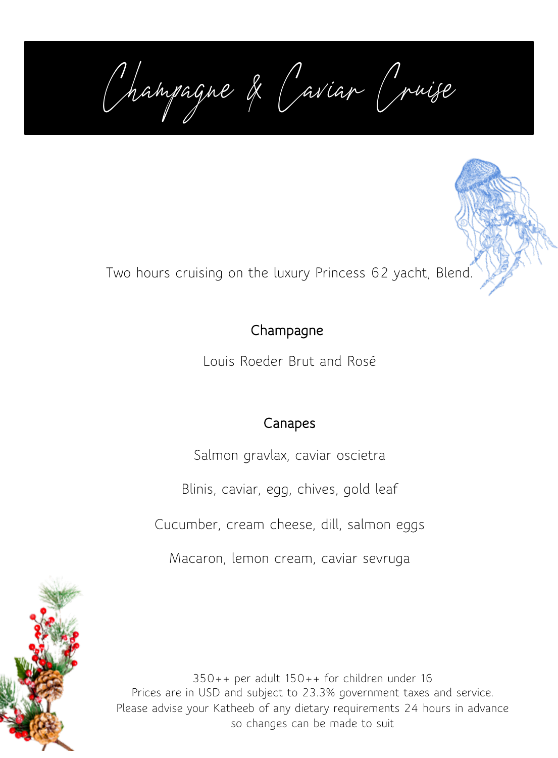# Champagne & Caviar Cruise

Two hours cruising on the luxury Princess 62 yacht, Blend.

## Champagne

Louis Roeder Brut and Rosé

## Canapes

Salmon gravlax, caviar oscietra

Blinis, caviar, egg, chives, gold leaf

Cucumber, cream cheese, dill, salmon eggs

Macaron, lemon cream, caviar sevruga

350++ per adult 150++ for children under 16
Prices are in USD and subject to 23.3% government taxes and service.
Please advise your Katheeb of any dietary requirements 24 hours in advance
so changes can be made to suit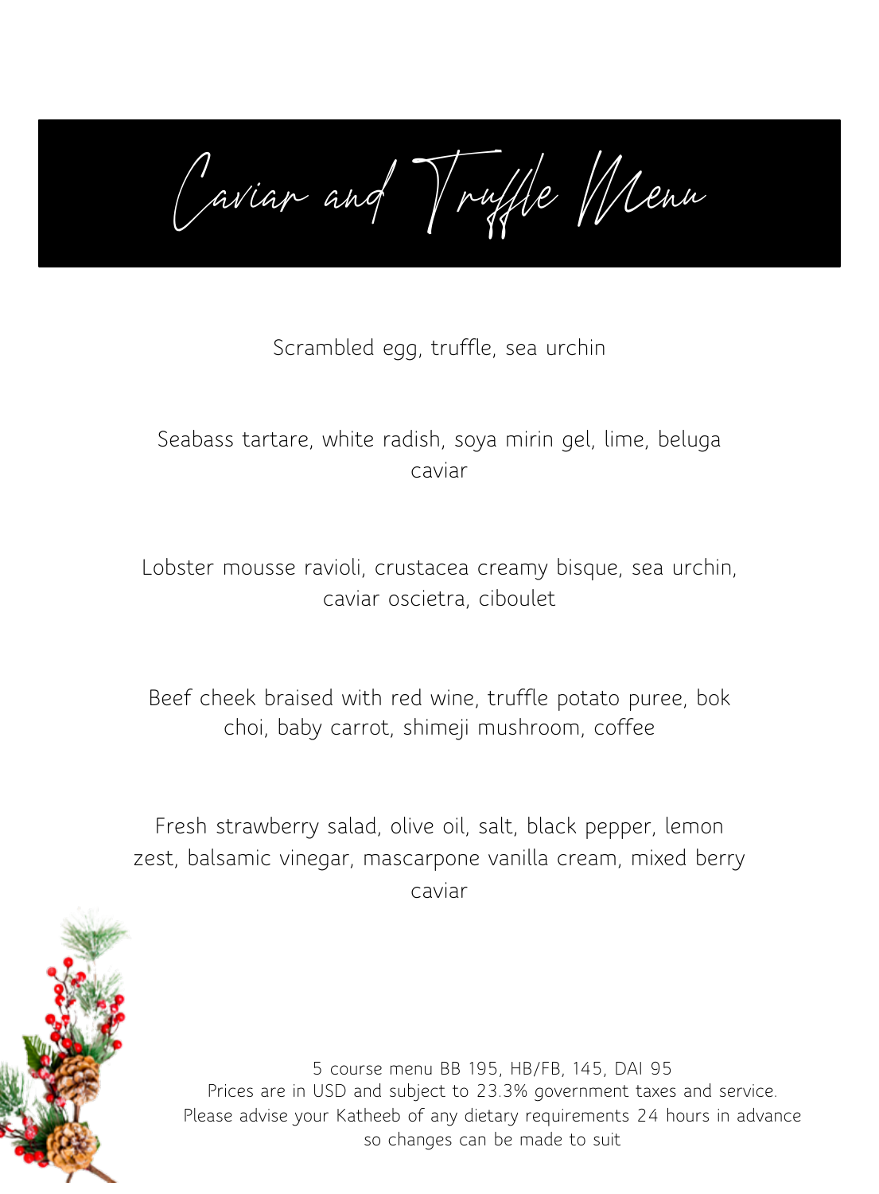# Caviar and Truffle Menu

Scrambled egg, truffle, sea urchin

Seabass tartare, white radish, soya mirin gel, lime, beluga caviar

Lobster mousse ravioli, crustacea creamy bisque, sea urchin, caviar oscietra, ciboulet

Beef cheek braised with red wine, truffle potato puree, bok choi, baby carrot, shimeji mushroom, coffee

Fresh strawberry salad, olive oil, salt, black pepper, lemon zest, balsamic vinegar, mascarpone vanilla cream, mixed berry caviar

5 course menu BB 195, HB/FB, 145, DAI 95
Prices are in USD and subject to 23.3% government taxes and service.
Please advise your Katheeb of any dietary requirements 24 hours in advance so changes can be made to suit